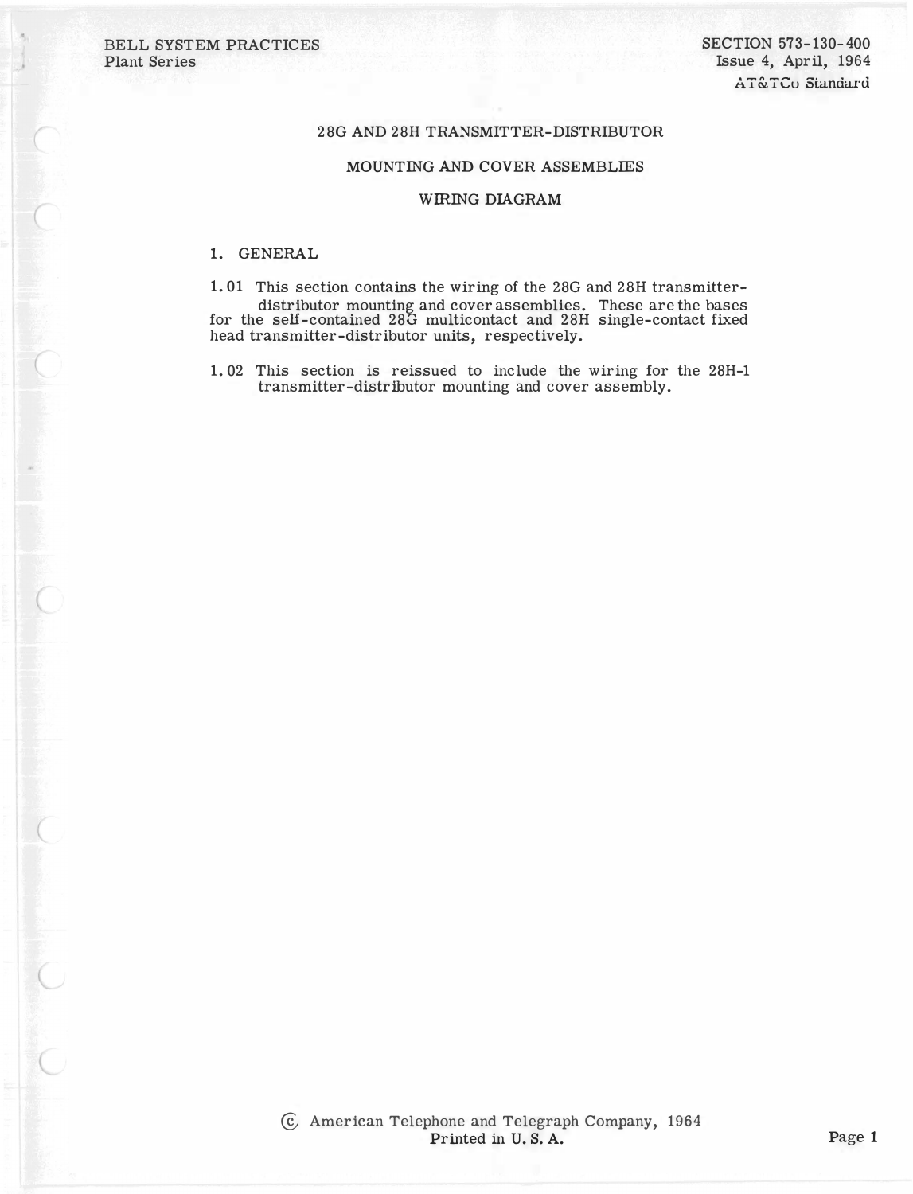BELL SYSTEM PRACTICES
Plant Series

SECTION 573-130-400
Issue 4, April, 1964
AT&TCo Standard

# 28G AND 28H TRANSMITTER-DISTRIBUTOR

## MOUNTING AND COVER ASSEMBLIES

## WIRING DIAGRAM

### 1. GENERAL

1.01 This section contains the wiring of the 28G and 28H transmitter-distributor mounting and cover assemblies. These are the bases for the self-contained 28G multicontact and 28H single-contact fixed head transmitter-distributor units, respectively.

1.02 This section is reissued to include the wiring for the 28H-1 transmitter-distributor mounting and cover assembly.

© American Telephone and Telegraph Company, 1964
Printed in U. S. A.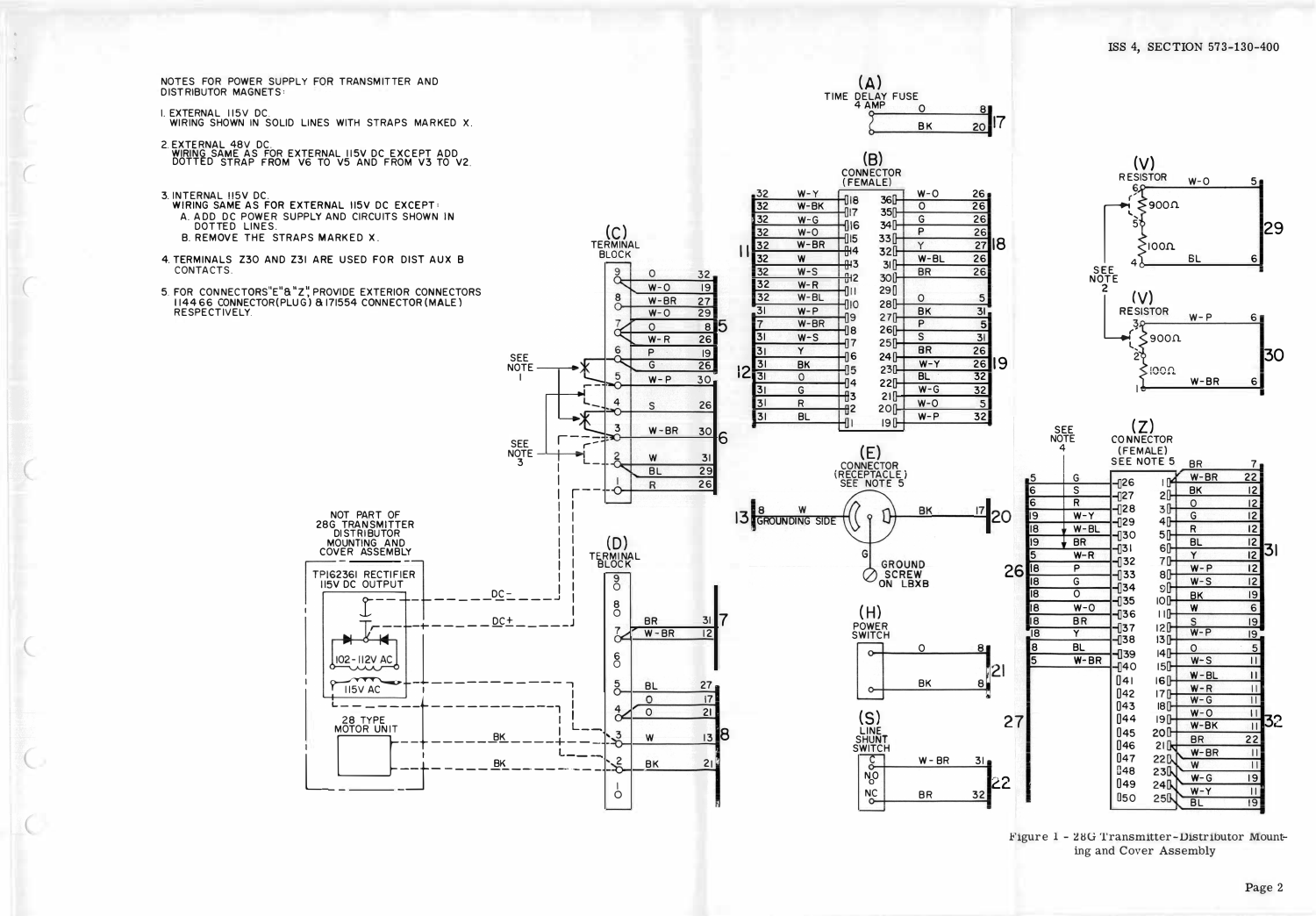NOTES FOR POWER SUPPLY FOR TRANSMITTER AND DISTRIBUTOR MAGNETS:

1. EXTERNAL 115V DC.
   WIRING SHOWN IN SOLID LINES WITH STRAPS MARKED X.

2. EXTERNAL 48V DC.
   WIRING SAME AS FOR EXTERNAL 115V DC EXCEPT ADD DOTTED STRAP FROM V6 TO V5 AND FROM V3 TO V2.

3. INTERNAL 115V DC.
   WIRING SAME AS FOR EXTERNAL 115V DC EXCEPT:
   A. ADD DC POWER SUPPLY AND CIRCUITS SHOWN IN DOTTED LINES.
   B. REMOVE THE STRAPS MARKED X.

4. TERMINALS Z30 AND Z31 ARE USED FOR DIST AUX B CONTACTS.

5. FOR CONNECTORS "E" & "Z", PROVIDE EXTERIOR CONNECTORS 114466 CONNECTOR (PLUG) & 171554 CONNECTOR (MALE) RESPECTIVELY.

Figure 1 - 28G Transmitter-Distributor Mounting and Cover Assembly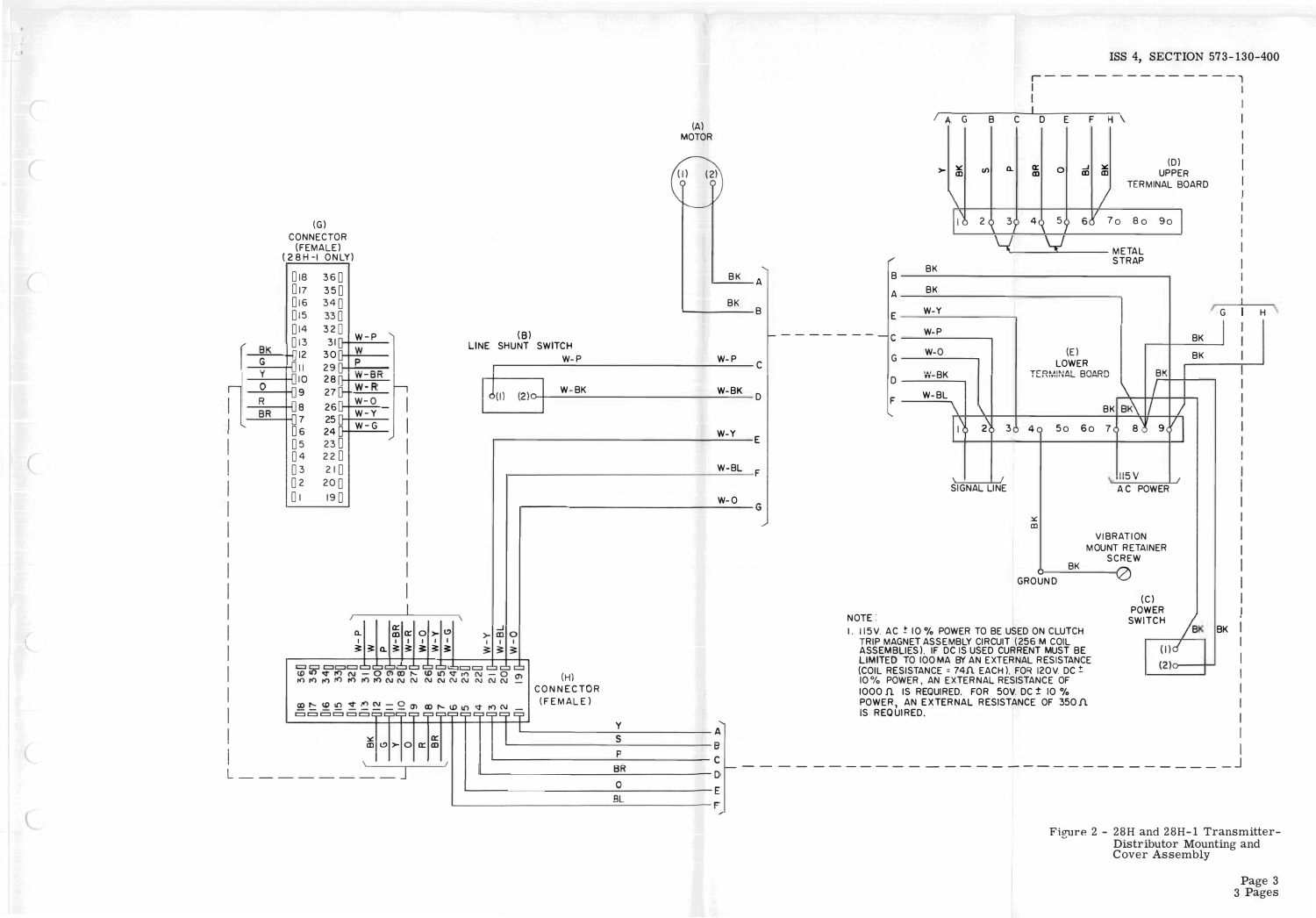(A)
MOTOR

(B)
LINE SHUNT SWITCH

(C)
POWER
SWITCH

(D)
UPPER
TERMINAL BOARD

(E)
LOWER
TERMINAL BOARD

(G)
CONNECTOR
(FEMALE)
(28H-1 ONLY)

(H)
CONNECTOR
(FEMALE)

METAL
STRAP

SIGNAL LINE

115 V
AC POWER

VIBRATION
MOUNT RETAINER
SCREW

GROUND

NOTE:

1. 115V. AC ± 10 % POWER TO BE USED ON CLUTCH TRIP MAGNET ASSEMBLY CIRCUIT (256 M COIL ASSEMBLIES). IF DC IS USED CURRENT MUST BE LIMITED TO 100 MA BY AN EXTERNAL RESISTANCE (COIL RESISTANCE = 74Ω EACH). FOR 120V. DC ± 10% POWER, AN EXTERNAL RESISTANCE OF 1000 Ω IS REQUIRED. FOR 50V. DC ± 10 % POWER, AN EXTERNAL RESISTANCE OF 350 Ω IS REQUIRED.

Figure 2 - 28H and 28H-1 Transmitter-Distributor Mounting and Cover Assembly